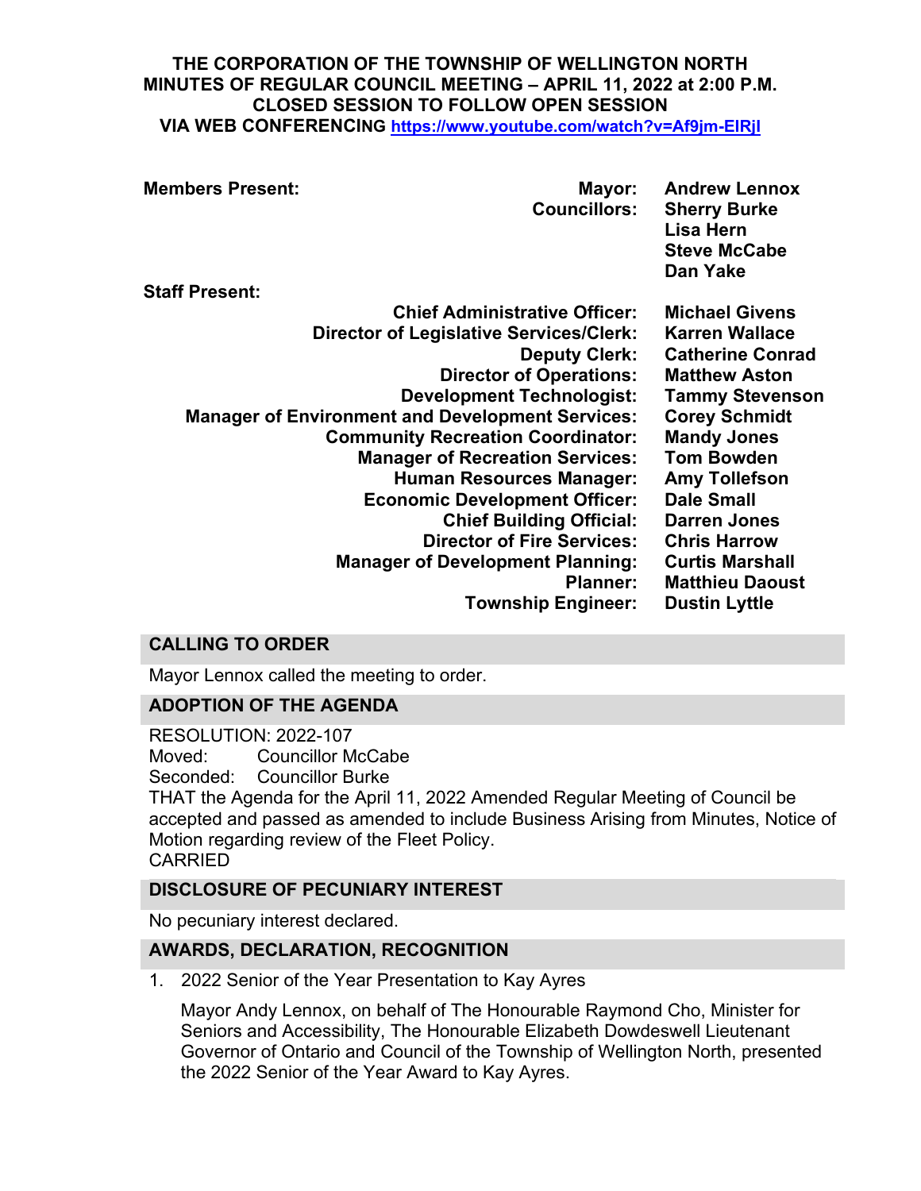**THE CORPORATION OF THE TOWNSHIP OF WELLINGTON NORTH**
**MINUTES OF REGULAR COUNCIL MEETING – APRIL 11, 2022 at 2:00 P.M.**
**CLOSED SESSION TO FOLLOW OPEN SESSION**
**VIA WEB CONFERENCING [https://www.youtube.com/watch?v=Af9jm-ElRjI](https://www.youtube.com/watch?v=Af9jm-ElRjI)**

**Members Present:**

| | |
|---|---|
| **Mayor:** | **Andrew Lennox** |
| **Councillors:** | **Sherry Burke** |
| | **Lisa Hern** |
| | **Steve McCabe** |
| | **Dan Yake** |

**Staff Present:**

| | |
|---|---|
| **Chief Administrative Officer:** | **Michael Givens** |
| **Director of Legislative Services/Clerk:** | **Karren Wallace** |
| **Deputy Clerk:** | **Catherine Conrad** |
| **Director of Operations:** | **Matthew Aston** |
| **Development Technologist:** | **Tammy Stevenson** |
| **Manager of Environment and Development Services:** | **Corey Schmidt** |
| **Community Recreation Coordinator:** | **Mandy Jones** |
| **Manager of Recreation Services:** | **Tom Bowden** |
| **Human Resources Manager:** | **Amy Tollefson** |
| **Economic Development Officer:** | **Dale Small** |
| **Chief Building Official:** | **Darren Jones** |
| **Director of Fire Services:** | **Chris Harrow** |
| **Manager of Development Planning:** | **Curtis Marshall** |
| **Planner:** | **Matthieu Daoust** |
| **Township Engineer:** | **Dustin Lyttle** |

## CALLING TO ORDER

Mayor Lennox called the meeting to order.

## ADOPTION OF THE AGENDA

RESOLUTION: 2022-107
Moved: Councillor McCabe
Seconded: Councillor Burke
THAT the Agenda for the April 11, 2022 Amended Regular Meeting of Council be accepted and passed as amended to include Business Arising from Minutes, Notice of Motion regarding review of the Fleet Policy.
CARRIED

## DISCLOSURE OF PECUNIARY INTEREST

No pecuniary interest declared.

## AWARDS, DECLARATION, RECOGNITION

1. 2022 Senior of the Year Presentation to Kay Ayres

   Mayor Andy Lennox, on behalf of The Honourable Raymond Cho, Minister for Seniors and Accessibility, The Honourable Elizabeth Dowdeswell Lieutenant Governor of Ontario and Council of the Township of Wellington North, presented the 2022 Senior of the Year Award to Kay Ayres.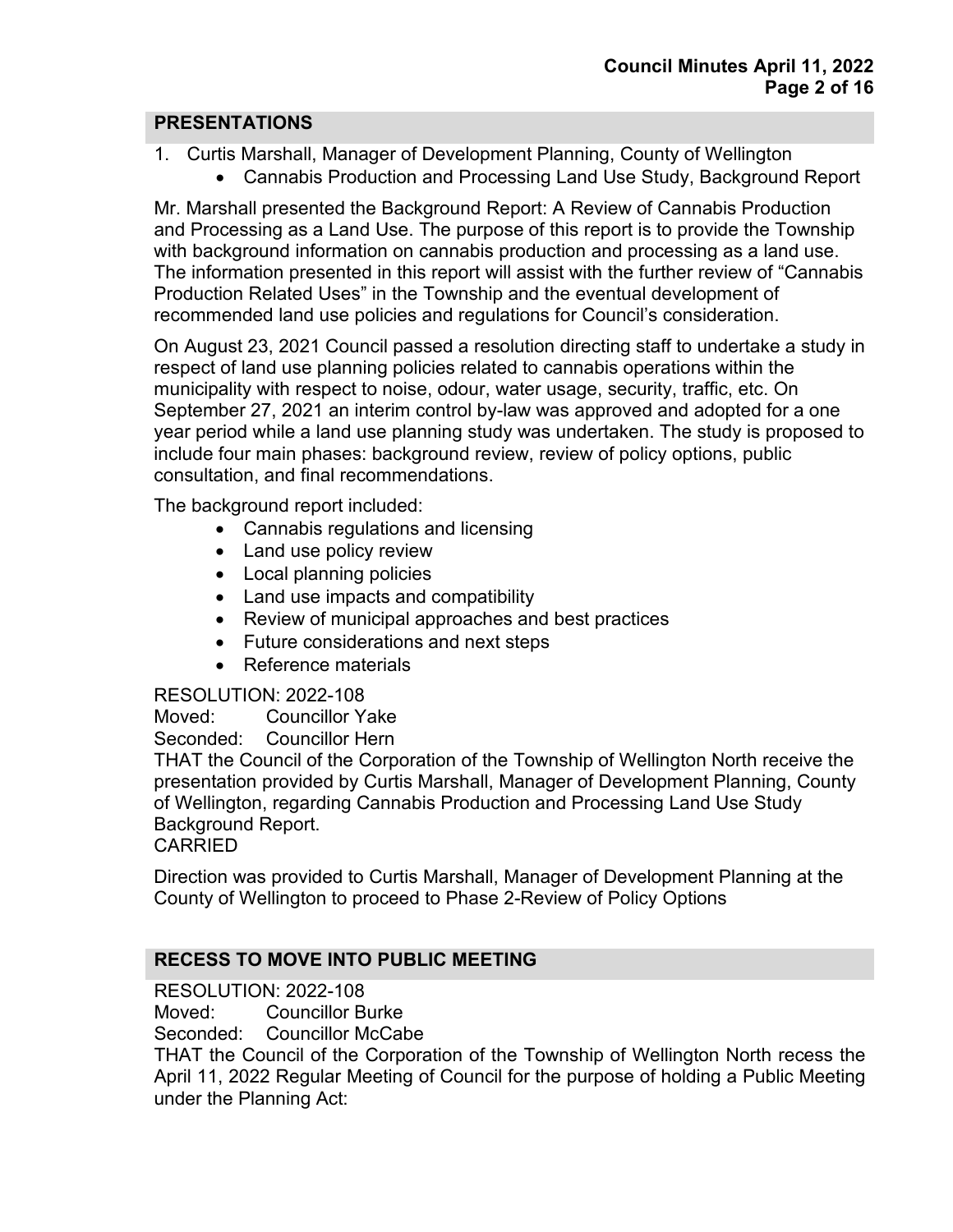## PRESENTATIONS

1. Curtis Marshall, Manager of Development Planning, County of Wellington
    - Cannabis Production and Processing Land Use Study, Background Report

Mr. Marshall presented the Background Report: A Review of Cannabis Production and Processing as a Land Use. The purpose of this report is to provide the Township with background information on cannabis production and processing as a land use. The information presented in this report will assist with the further review of "Cannabis Production Related Uses" in the Township and the eventual development of recommended land use policies and regulations for Council's consideration.

On August 23, 2021 Council passed a resolution directing staff to undertake a study in respect of land use planning policies related to cannabis operations within the municipality with respect to noise, odour, water usage, security, traffic, etc. On September 27, 2021 an interim control by-law was approved and adopted for a one year period while a land use planning study was undertaken. The study is proposed to include four main phases: background review, review of policy options, public consultation, and final recommendations.

The background report included:

- Cannabis regulations and licensing
- Land use policy review
- Local planning policies
- Land use impacts and compatibility
- Review of municipal approaches and best practices
- Future considerations and next steps
- Reference materials

RESOLUTION: 2022-108
Moved: Councillor Yake
Seconded: Councillor Hern
THAT the Council of the Corporation of the Township of Wellington North receive the presentation provided by Curtis Marshall, Manager of Development Planning, County of Wellington, regarding Cannabis Production and Processing Land Use Study Background Report.
CARRIED

Direction was provided to Curtis Marshall, Manager of Development Planning at the County of Wellington to proceed to Phase 2-Review of Policy Options

## RECESS TO MOVE INTO PUBLIC MEETING

RESOLUTION: 2022-108
Moved: Councillor Burke
Seconded: Councillor McCabe
THAT the Council of the Corporation of the Township of Wellington North recess the April 11, 2022 Regular Meeting of Council for the purpose of holding a Public Meeting under the Planning Act: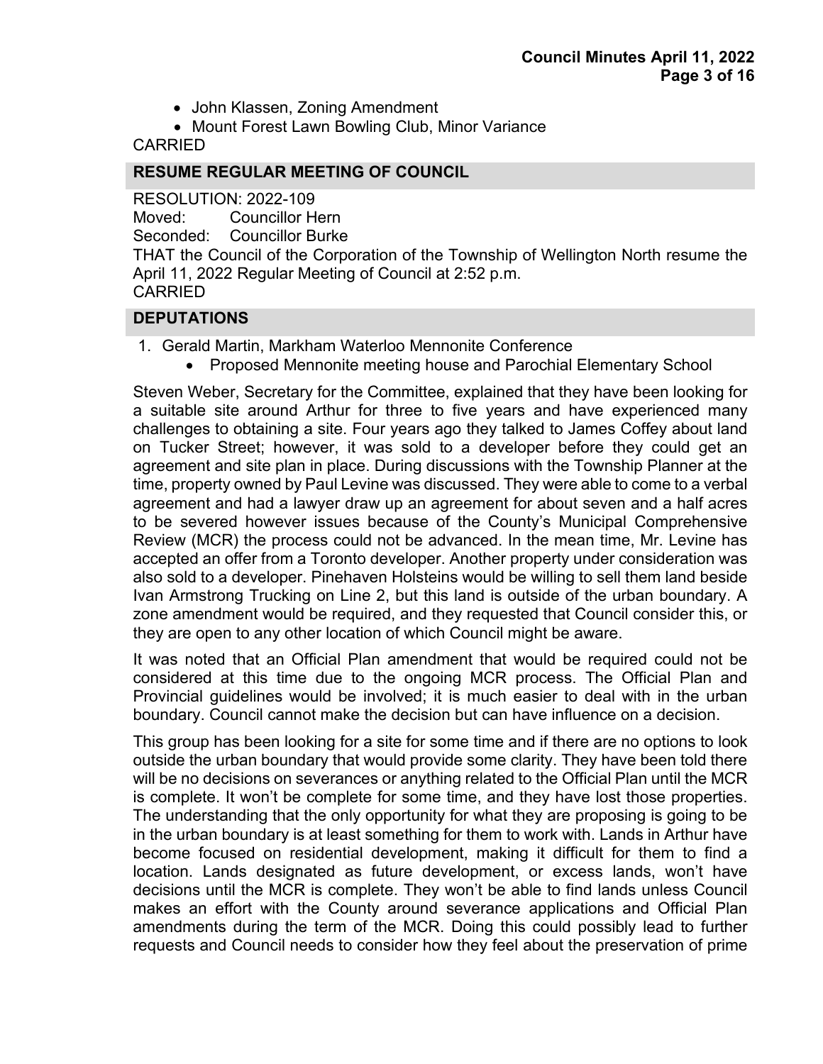- John Klassen, Zoning Amendment
- Mount Forest Lawn Bowling Club, Minor Variance

CARRIED

## RESUME REGULAR MEETING OF COUNCIL

RESOLUTION: 2022-109
Moved: Councillor Hern
Seconded: Councillor Burke
THAT the Council of the Corporation of the Township of Wellington North resume the April 11, 2022 Regular Meeting of Council at 2:52 p.m.
CARRIED

## DEPUTATIONS

1. Gerald Martin, Markham Waterloo Mennonite Conference
   - Proposed Mennonite meeting house and Parochial Elementary School

Steven Weber, Secretary for the Committee, explained that they have been looking for a suitable site around Arthur for three to five years and have experienced many challenges to obtaining a site. Four years ago they talked to James Coffey about land on Tucker Street; however, it was sold to a developer before they could get an agreement and site plan in place. During discussions with the Township Planner at the time, property owned by Paul Levine was discussed. They were able to come to a verbal agreement and had a lawyer draw up an agreement for about seven and a half acres to be severed however issues because of the County's Municipal Comprehensive Review (MCR) the process could not be advanced. In the mean time, Mr. Levine has accepted an offer from a Toronto developer. Another property under consideration was also sold to a developer. Pinehaven Holsteins would be willing to sell them land beside Ivan Armstrong Trucking on Line 2, but this land is outside of the urban boundary. A zone amendment would be required, and they requested that Council consider this, or they are open to any other location of which Council might be aware.

It was noted that an Official Plan amendment that would be required could not be considered at this time due to the ongoing MCR process. The Official Plan and Provincial guidelines would be involved; it is much easier to deal with in the urban boundary. Council cannot make the decision but can have influence on a decision.

This group has been looking for a site for some time and if there are no options to look outside the urban boundary that would provide some clarity. They have been told there will be no decisions on severances or anything related to the Official Plan until the MCR is complete. It won't be complete for some time, and they have lost those properties. The understanding that the only opportunity for what they are proposing is going to be in the urban boundary is at least something for them to work with. Lands in Arthur have become focused on residential development, making it difficult for them to find a location. Lands designated as future development, or excess lands, won't have decisions until the MCR is complete. They won't be able to find lands unless Council makes an effort with the County around severance applications and Official Plan amendments during the term of the MCR. Doing this could possibly lead to further requests and Council needs to consider how they feel about the preservation of prime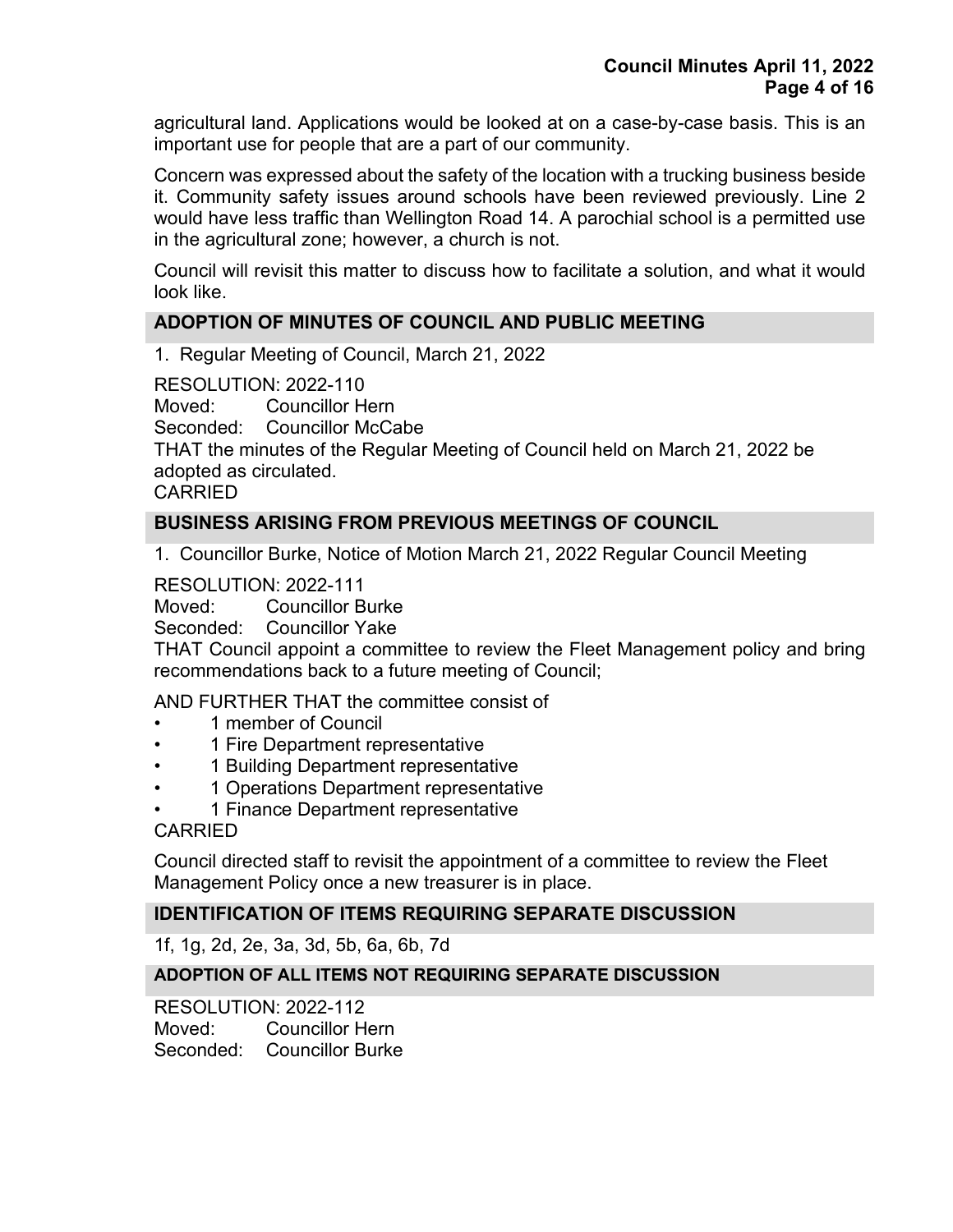agricultural land. Applications would be looked at on a case-by-case basis. This is an important use for people that are a part of our community.

Concern was expressed about the safety of the location with a trucking business beside it. Community safety issues around schools have been reviewed previously. Line 2 would have less traffic than Wellington Road 14. A parochial school is a permitted use in the agricultural zone; however, a church is not.

Council will revisit this matter to discuss how to facilitate a solution, and what it would look like.

## ADOPTION OF MINUTES OF COUNCIL AND PUBLIC MEETING

1. Regular Meeting of Council, March 21, 2022

RESOLUTION: 2022-110
Moved: Councillor Hern
Seconded: Councillor McCabe
THAT the minutes of the Regular Meeting of Council held on March 21, 2022 be adopted as circulated.
CARRIED

## BUSINESS ARISING FROM PREVIOUS MEETINGS OF COUNCIL

1. Councillor Burke, Notice of Motion March 21, 2022 Regular Council Meeting

RESOLUTION: 2022-111
Moved: Councillor Burke
Seconded: Councillor Yake
THAT Council appoint a committee to review the Fleet Management policy and bring recommendations back to a future meeting of Council;

AND FURTHER THAT the committee consist of

- 1 member of Council
- 1 Fire Department representative
- 1 Building Department representative
- 1 Operations Department representative
- 1 Finance Department representative

CARRIED

Council directed staff to revisit the appointment of a committee to review the Fleet Management Policy once a new treasurer is in place.

## IDENTIFICATION OF ITEMS REQUIRING SEPARATE DISCUSSION

1f, 1g, 2d, 2e, 3a, 3d, 5b, 6a, 6b, 7d

## ADOPTION OF ALL ITEMS NOT REQUIRING SEPARATE DISCUSSION

RESOLUTION: 2022-112
Moved: Councillor Hern
Seconded: Councillor Burke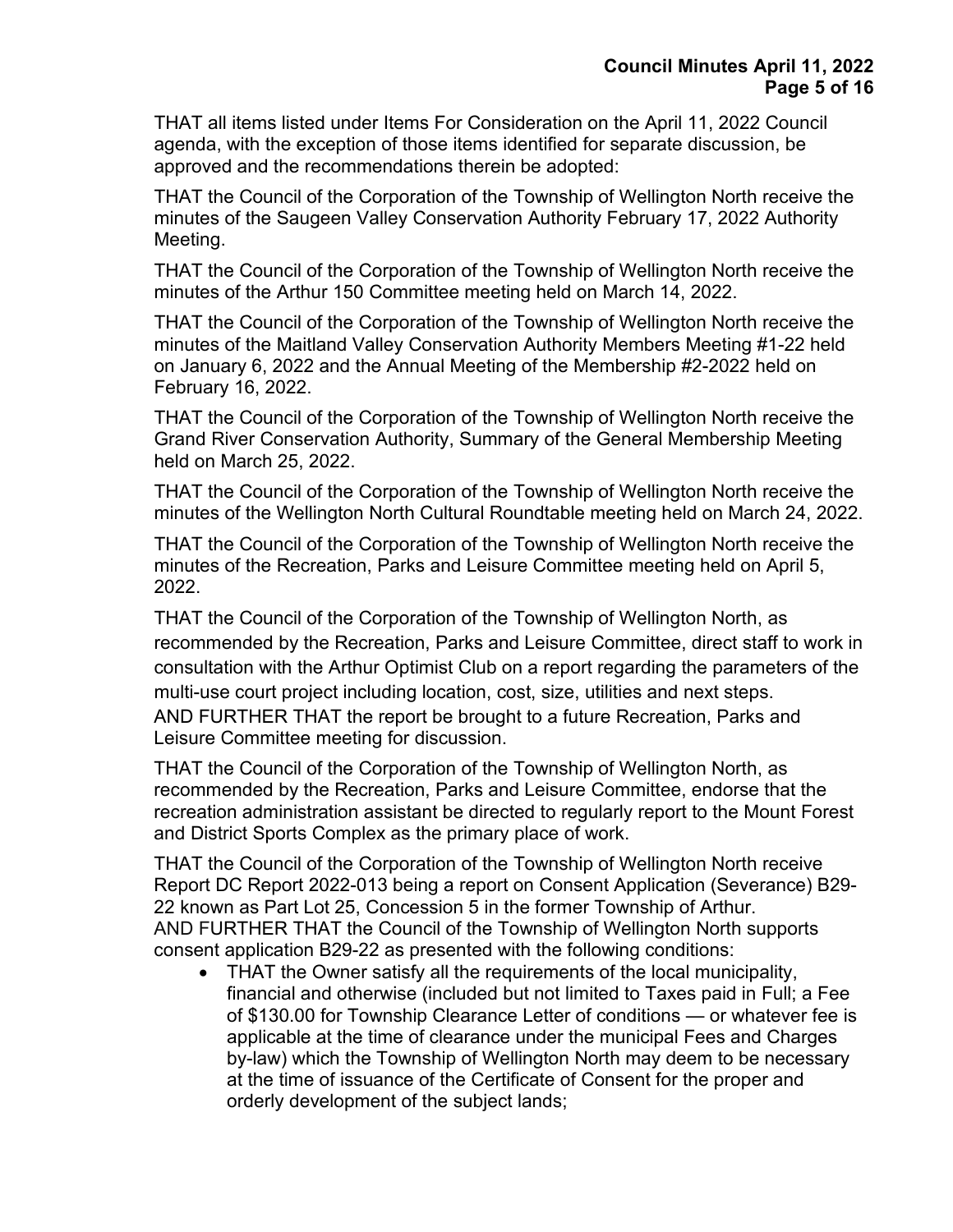THAT all items listed under Items For Consideration on the April 11, 2022 Council agenda, with the exception of those items identified for separate discussion, be approved and the recommendations therein be adopted:

THAT the Council of the Corporation of the Township of Wellington North receive the minutes of the Saugeen Valley Conservation Authority February 17, 2022 Authority Meeting.

THAT the Council of the Corporation of the Township of Wellington North receive the minutes of the Arthur 150 Committee meeting held on March 14, 2022.

THAT the Council of the Corporation of the Township of Wellington North receive the minutes of the Maitland Valley Conservation Authority Members Meeting #1-22 held on January 6, 2022 and the Annual Meeting of the Membership #2-2022 held on February 16, 2022.

THAT the Council of the Corporation of the Township of Wellington North receive the Grand River Conservation Authority, Summary of the General Membership Meeting held on March 25, 2022.

THAT the Council of the Corporation of the Township of Wellington North receive the minutes of the Wellington North Cultural Roundtable meeting held on March 24, 2022.

THAT the Council of the Corporation of the Township of Wellington North receive the minutes of the Recreation, Parks and Leisure Committee meeting held on April 5, 2022.

THAT the Council of the Corporation of the Township of Wellington North, as recommended by the Recreation, Parks and Leisure Committee, direct staff to work in consultation with the Arthur Optimist Club on a report regarding the parameters of the multi-use court project including location, cost, size, utilities and next steps.
AND FURTHER THAT the report be brought to a future Recreation, Parks and Leisure Committee meeting for discussion.

THAT the Council of the Corporation of the Township of Wellington North, as recommended by the Recreation, Parks and Leisure Committee, endorse that the recreation administration assistant be directed to regularly report to the Mount Forest and District Sports Complex as the primary place of work.

THAT the Council of the Corporation of the Township of Wellington North receive Report DC Report 2022-013 being a report on Consent Application (Severance) B29-22 known as Part Lot 25, Concession 5 in the former Township of Arthur.
AND FURTHER THAT the Council of the Township of Wellington North supports consent application B29-22 as presented with the following conditions:

- THAT the Owner satisfy all the requirements of the local municipality, financial and otherwise (included but not limited to Taxes paid in Full; a Fee of $130.00 for Township Clearance Letter of conditions — or whatever fee is applicable at the time of clearance under the municipal Fees and Charges by-law) which the Township of Wellington North may deem to be necessary at the time of issuance of the Certificate of Consent for the proper and orderly development of the subject lands;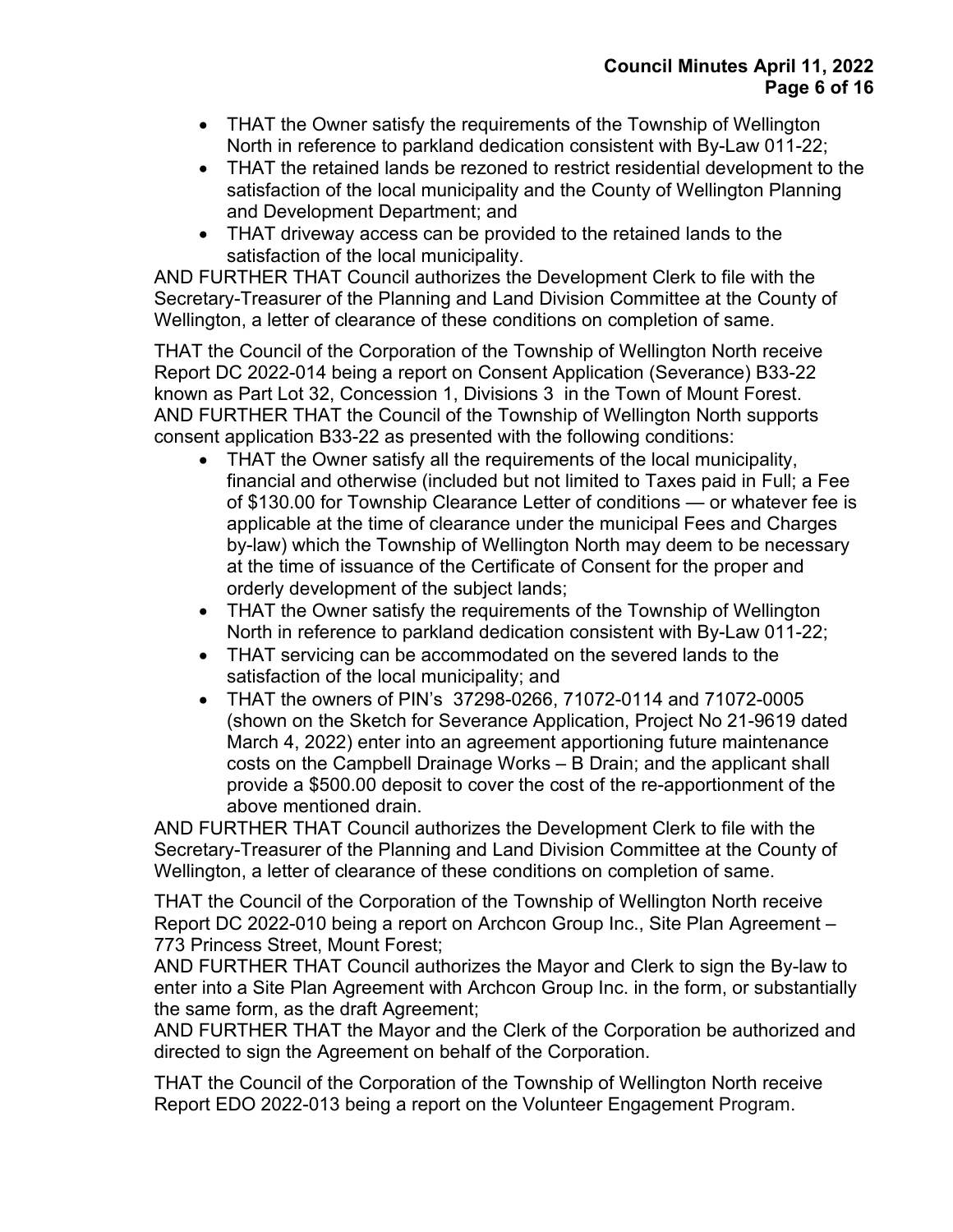- THAT the Owner satisfy the requirements of the Township of Wellington North in reference to parkland dedication consistent with By-Law 011-22;
- THAT the retained lands be rezoned to restrict residential development to the satisfaction of the local municipality and the County of Wellington Planning and Development Department; and
- THAT driveway access can be provided to the retained lands to the satisfaction of the local municipality.

AND FURTHER THAT Council authorizes the Development Clerk to file with the Secretary-Treasurer of the Planning and Land Division Committee at the County of Wellington, a letter of clearance of these conditions on completion of same.

THAT the Council of the Corporation of the Township of Wellington North receive Report DC 2022-014 being a report on Consent Application (Severance) B33-22 known as Part Lot 32, Concession 1, Divisions 3 in the Town of Mount Forest.
AND FURTHER THAT the Council of the Township of Wellington North supports consent application B33-22 as presented with the following conditions:

- THAT the Owner satisfy all the requirements of the local municipality, financial and otherwise (included but not limited to Taxes paid in Full; a Fee of $130.00 for Township Clearance Letter of conditions — or whatever fee is applicable at the time of clearance under the municipal Fees and Charges by-law) which the Township of Wellington North may deem to be necessary at the time of issuance of the Certificate of Consent for the proper and orderly development of the subject lands;
- THAT the Owner satisfy the requirements of the Township of Wellington North in reference to parkland dedication consistent with By-Law 011-22;
- THAT servicing can be accommodated on the severed lands to the satisfaction of the local municipality; and
- THAT the owners of PIN's 37298-0266, 71072-0114 and 71072-0005 (shown on the Sketch for Severance Application, Project No 21-9619 dated March 4, 2022) enter into an agreement apportioning future maintenance costs on the Campbell Drainage Works – B Drain; and the applicant shall provide a $500.00 deposit to cover the cost of the re-apportionment of the above mentioned drain.

AND FURTHER THAT Council authorizes the Development Clerk to file with the Secretary-Treasurer of the Planning and Land Division Committee at the County of Wellington, a letter of clearance of these conditions on completion of same.

THAT the Council of the Corporation of the Township of Wellington North receive Report DC 2022-010 being a report on Archcon Group Inc., Site Plan Agreement – 773 Princess Street, Mount Forest;
AND FURTHER THAT Council authorizes the Mayor and Clerk to sign the By-law to enter into a Site Plan Agreement with Archcon Group Inc. in the form, or substantially the same form, as the draft Agreement;
AND FURTHER THAT the Mayor and the Clerk of the Corporation be authorized and directed to sign the Agreement on behalf of the Corporation.

THAT the Council of the Corporation of the Township of Wellington North receive Report EDO 2022-013 being a report on the Volunteer Engagement Program.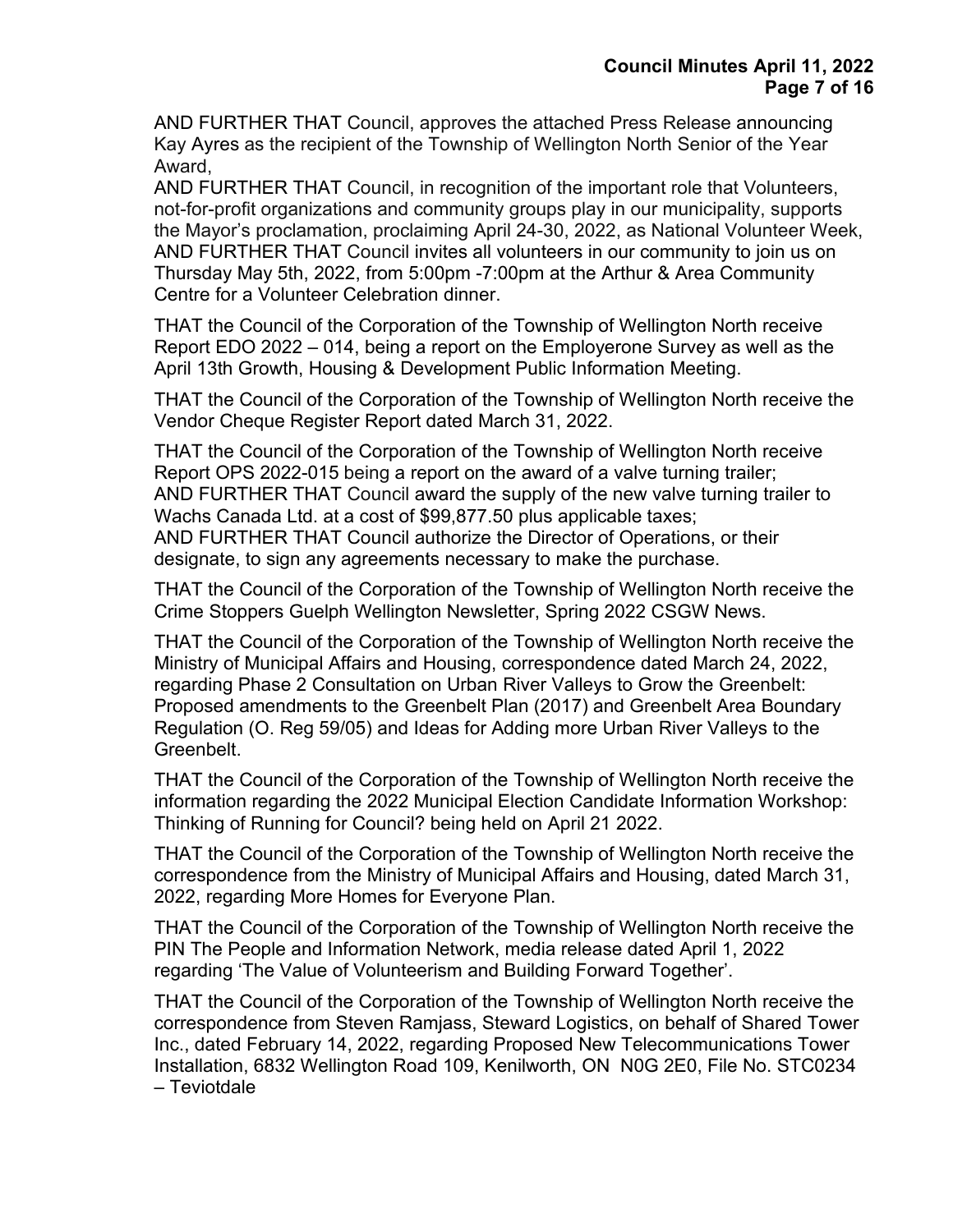AND FURTHER THAT Council, approves the attached Press Release announcing Kay Ayres as the recipient of the Township of Wellington North Senior of the Year Award,
AND FURTHER THAT Council, in recognition of the important role that Volunteers, not-for-profit organizations and community groups play in our municipality, supports the Mayor's proclamation, proclaiming April 24-30, 2022, as National Volunteer Week,
AND FURTHER THAT Council invites all volunteers in our community to join us on Thursday May 5th, 2022, from 5:00pm -7:00pm at the Arthur & Area Community Centre for a Volunteer Celebration dinner.

THAT the Council of the Corporation of the Township of Wellington North receive Report EDO 2022 – 014, being a report on the Employerone Survey as well as the April 13th Growth, Housing & Development Public Information Meeting.

THAT the Council of the Corporation of the Township of Wellington North receive the Vendor Cheque Register Report dated March 31, 2022.

THAT the Council of the Corporation of the Township of Wellington North receive Report OPS 2022-015 being a report on the award of a valve turning trailer;
AND FURTHER THAT Council award the supply of the new valve turning trailer to Wachs Canada Ltd. at a cost of $99,877.50 plus applicable taxes;
AND FURTHER THAT Council authorize the Director of Operations, or their designate, to sign any agreements necessary to make the purchase.

THAT the Council of the Corporation of the Township of Wellington North receive the Crime Stoppers Guelph Wellington Newsletter, Spring 2022 CSGW News.

THAT the Council of the Corporation of the Township of Wellington North receive the Ministry of Municipal Affairs and Housing, correspondence dated March 24, 2022, regarding Phase 2 Consultation on Urban River Valleys to Grow the Greenbelt: Proposed amendments to the Greenbelt Plan (2017) and Greenbelt Area Boundary Regulation (O. Reg 59/05) and Ideas for Adding more Urban River Valleys to the Greenbelt.

THAT the Council of the Corporation of the Township of Wellington North receive the information regarding the 2022 Municipal Election Candidate Information Workshop: Thinking of Running for Council? being held on April 21 2022.

THAT the Council of the Corporation of the Township of Wellington North receive the correspondence from the Ministry of Municipal Affairs and Housing, dated March 31, 2022, regarding More Homes for Everyone Plan.

THAT the Council of the Corporation of the Township of Wellington North receive the PIN The People and Information Network, media release dated April 1, 2022 regarding 'The Value of Volunteerism and Building Forward Together'.

THAT the Council of the Corporation of the Township of Wellington North receive the correspondence from Steven Ramjass, Steward Logistics, on behalf of Shared Tower Inc., dated February 14, 2022, regarding Proposed New Telecommunications Tower Installation, 6832 Wellington Road 109, Kenilworth, ON N0G 2E0, File No. STC0234 – Teviotdale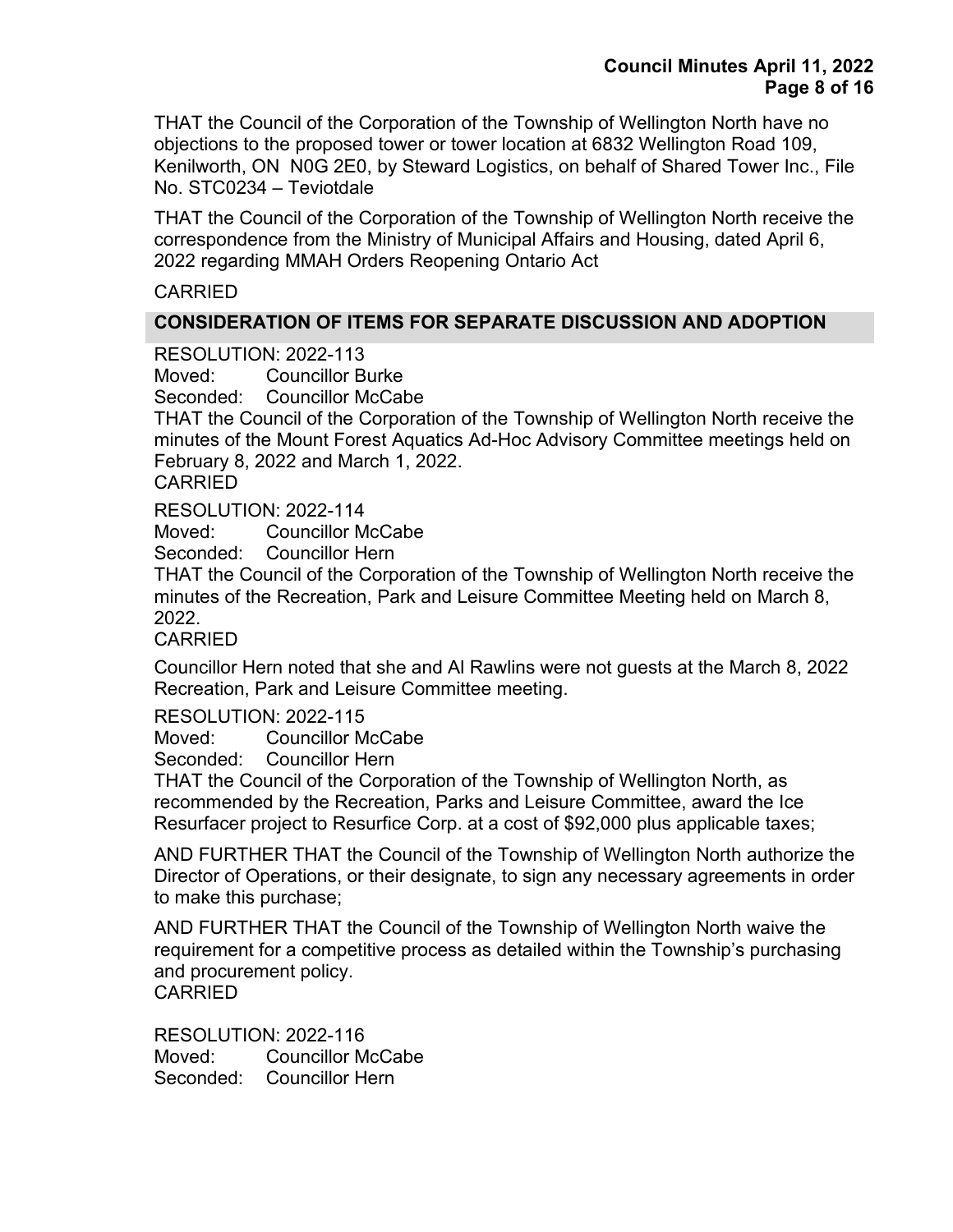THAT the Council of the Corporation of the Township of Wellington North have no objections to the proposed tower or tower location at 6832 Wellington Road 109, Kenilworth, ON N0G 2E0, by Steward Logistics, on behalf of Shared Tower Inc., File No. STC0234 – Teviotdale

THAT the Council of the Corporation of the Township of Wellington North receive the correspondence from the Ministry of Municipal Affairs and Housing, dated April 6, 2022 regarding MMAH Orders Reopening Ontario Act

CARRIED

## CONSIDERATION OF ITEMS FOR SEPARATE DISCUSSION AND ADOPTION

RESOLUTION: 2022-113
Moved: Councillor Burke
Seconded: Councillor McCabe
THAT the Council of the Corporation of the Township of Wellington North receive the minutes of the Mount Forest Aquatics Ad-Hoc Advisory Committee meetings held on February 8, 2022 and March 1, 2022.
CARRIED

RESOLUTION: 2022-114
Moved: Councillor McCabe
Seconded: Councillor Hern
THAT the Council of the Corporation of the Township of Wellington North receive the minutes of the Recreation, Park and Leisure Committee Meeting held on March 8, 2022.
CARRIED

Councillor Hern noted that she and Al Rawlins were not guests at the March 8, 2022 Recreation, Park and Leisure Committee meeting.

RESOLUTION: 2022-115
Moved: Councillor McCabe
Seconded: Councillor Hern
THAT the Council of the Corporation of the Township of Wellington North, as recommended by the Recreation, Parks and Leisure Committee, award the Ice Resurfacer project to Resurfice Corp. at a cost of $92,000 plus applicable taxes;

AND FURTHER THAT the Council of the Township of Wellington North authorize the Director of Operations, or their designate, to sign any necessary agreements in order to make this purchase;

AND FURTHER THAT the Council of the Township of Wellington North waive the requirement for a competitive process as detailed within the Township's purchasing and procurement policy.
CARRIED

RESOLUTION: 2022-116
Moved: Councillor McCabe
Seconded: Councillor Hern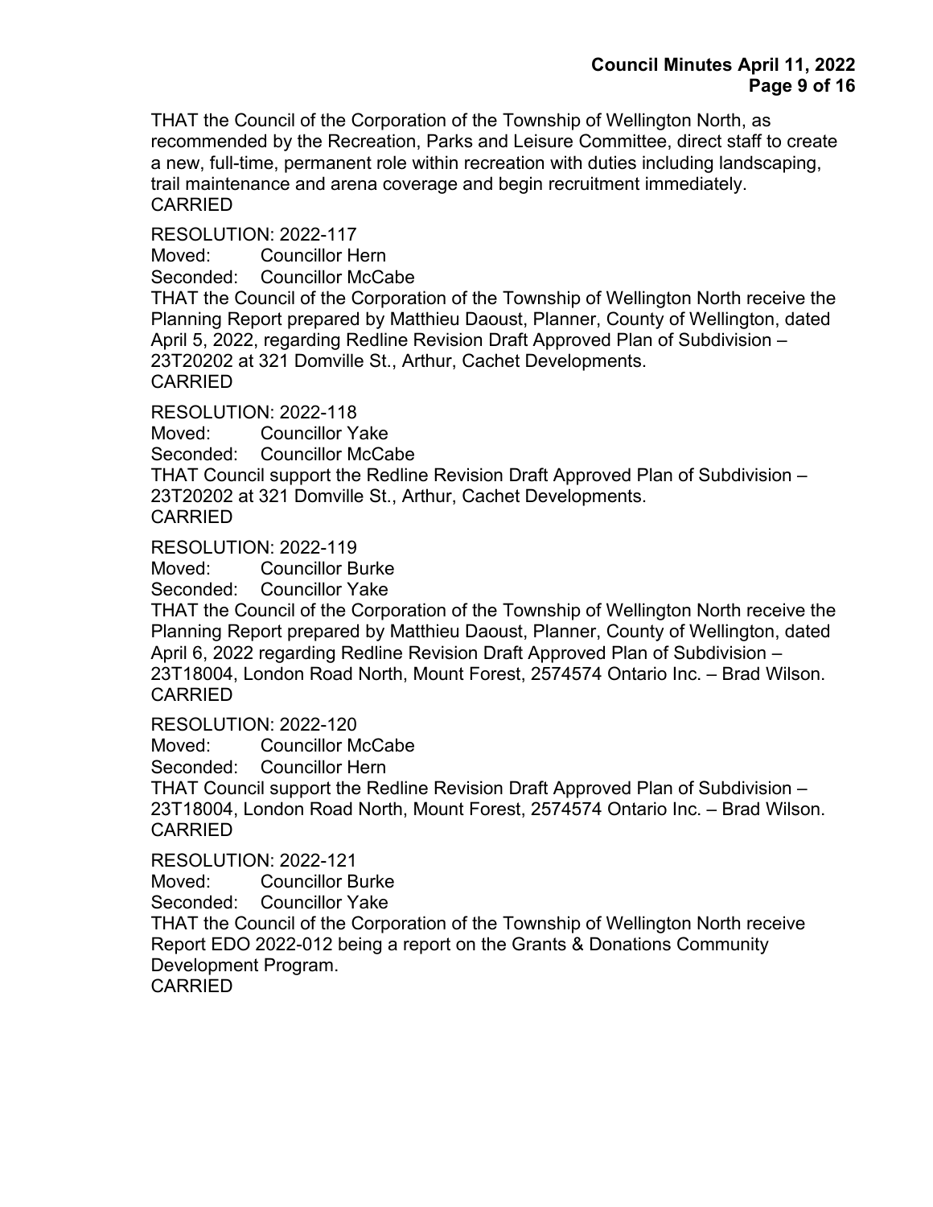THAT the Council of the Corporation of the Township of Wellington North, as recommended by the Recreation, Parks and Leisure Committee, direct staff to create a new, full-time, permanent role within recreation with duties including landscaping, trail maintenance and arena coverage and begin recruitment immediately.
CARRIED

RESOLUTION: 2022-117
Moved: Councillor Hern
Seconded: Councillor McCabe
THAT the Council of the Corporation of the Township of Wellington North receive the Planning Report prepared by Matthieu Daoust, Planner, County of Wellington, dated April 5, 2022, regarding Redline Revision Draft Approved Plan of Subdivision – 23T20202 at 321 Domville St., Arthur, Cachet Developments.
CARRIED

RESOLUTION: 2022-118
Moved: Councillor Yake
Seconded: Councillor McCabe
THAT Council support the Redline Revision Draft Approved Plan of Subdivision – 23T20202 at 321 Domville St., Arthur, Cachet Developments.
CARRIED

RESOLUTION: 2022-119
Moved: Councillor Burke
Seconded: Councillor Yake
THAT the Council of the Corporation of the Township of Wellington North receive the Planning Report prepared by Matthieu Daoust, Planner, County of Wellington, dated April 6, 2022 regarding Redline Revision Draft Approved Plan of Subdivision – 23T18004, London Road North, Mount Forest, 2574574 Ontario Inc. – Brad Wilson.
CARRIED

RESOLUTION: 2022-120
Moved: Councillor McCabe
Seconded: Councillor Hern
THAT Council support the Redline Revision Draft Approved Plan of Subdivision – 23T18004, London Road North, Mount Forest, 2574574 Ontario Inc. – Brad Wilson.
CARRIED

RESOLUTION: 2022-121
Moved: Councillor Burke
Seconded: Councillor Yake
THAT the Council of the Corporation of the Township of Wellington North receive Report EDO 2022-012 being a report on the Grants & Donations Community Development Program.
CARRIED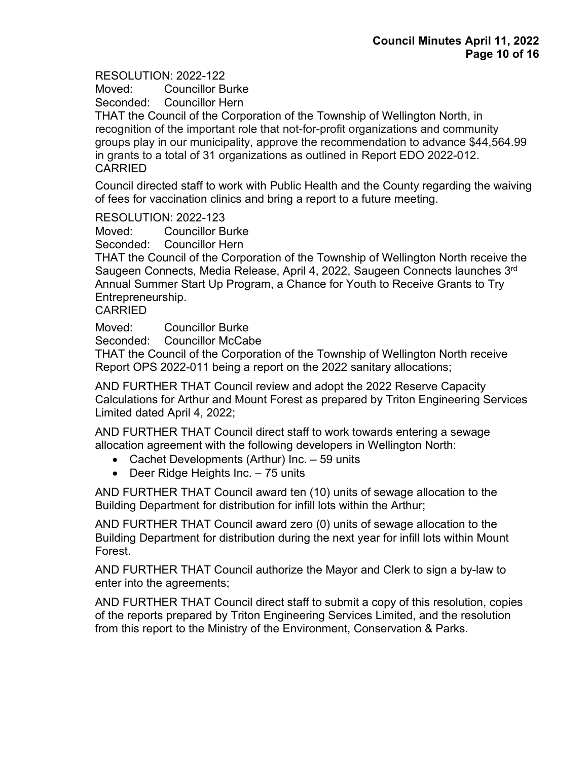RESOLUTION: 2022-122
Moved: Councillor Burke
Seconded: Councillor Hern
THAT the Council of the Corporation of the Township of Wellington North, in recognition of the important role that not-for-profit organizations and community groups play in our municipality, approve the recommendation to advance $44,564.99 in grants to a total of 31 organizations as outlined in Report EDO 2022-012.
CARRIED

Council directed staff to work with Public Health and the County regarding the waiving of fees for vaccination clinics and bring a report to a future meeting.

RESOLUTION: 2022-123
Moved: Councillor Burke
Seconded: Councillor Hern
THAT the Council of the Corporation of the Township of Wellington North receive the Saugeen Connects, Media Release, April 4, 2022, Saugeen Connects launches 3rd Annual Summer Start Up Program, a Chance for Youth to Receive Grants to Try Entrepreneurship.
CARRIED

Moved: Councillor Burke
Seconded: Councillor McCabe
THAT the Council of the Corporation of the Township of Wellington North receive Report OPS 2022-011 being a report on the 2022 sanitary allocations;

AND FURTHER THAT Council review and adopt the 2022 Reserve Capacity Calculations for Arthur and Mount Forest as prepared by Triton Engineering Services Limited dated April 4, 2022;

AND FURTHER THAT Council direct staff to work towards entering a sewage allocation agreement with the following developers in Wellington North:

- Cachet Developments (Arthur) Inc. – 59 units
- Deer Ridge Heights Inc. – 75 units

AND FURTHER THAT Council award ten (10) units of sewage allocation to the Building Department for distribution for infill lots within the Arthur;

AND FURTHER THAT Council award zero (0) units of sewage allocation to the Building Department for distribution during the next year for infill lots within Mount Forest.

AND FURTHER THAT Council authorize the Mayor and Clerk to sign a by-law to enter into the agreements;

AND FURTHER THAT Council direct staff to submit a copy of this resolution, copies of the reports prepared by Triton Engineering Services Limited, and the resolution from this report to the Ministry of the Environment, Conservation & Parks.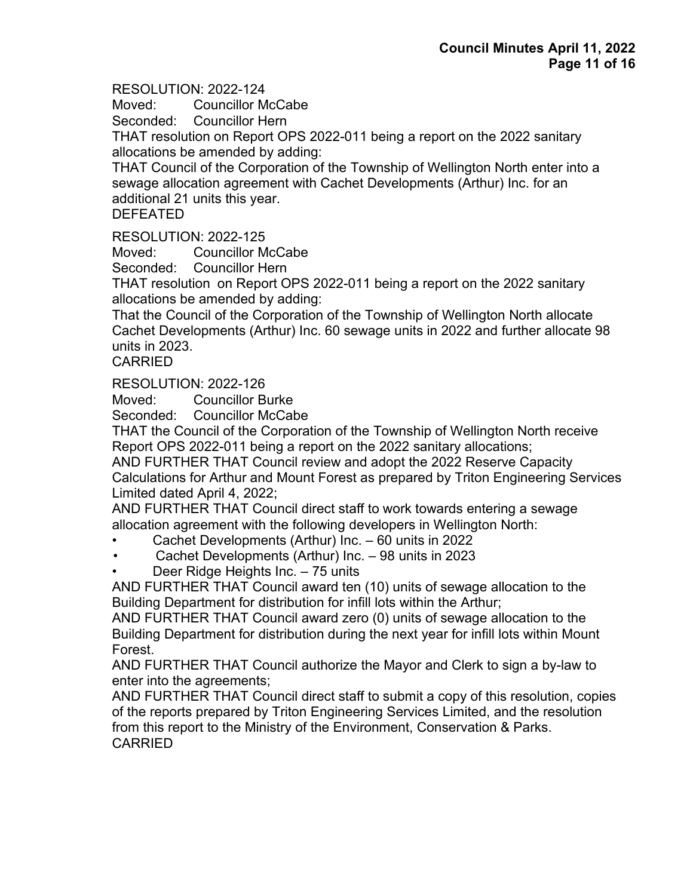RESOLUTION: 2022-124
Moved: Councillor McCabe
Seconded: Councillor Hern
THAT resolution on Report OPS 2022-011 being a report on the 2022 sanitary allocations be amended by adding:
THAT Council of the Corporation of the Township of Wellington North enter into a sewage allocation agreement with Cachet Developments (Arthur) Inc. for an additional 21 units this year.
DEFEATED

RESOLUTION: 2022-125
Moved: Councillor McCabe
Seconded: Councillor Hern
THAT resolution on Report OPS 2022-011 being a report on the 2022 sanitary allocations be amended by adding:
That the Council of the Corporation of the Township of Wellington North allocate Cachet Developments (Arthur) Inc. 60 sewage units in 2022 and further allocate 98 units in 2023.
CARRIED

RESOLUTION: 2022-126
Moved: Councillor Burke
Seconded: Councillor McCabe
THAT the Council of the Corporation of the Township of Wellington North receive Report OPS 2022-011 being a report on the 2022 sanitary allocations;
AND FURTHER THAT Council review and adopt the 2022 Reserve Capacity Calculations for Arthur and Mount Forest as prepared by Triton Engineering Services Limited dated April 4, 2022;
AND FURTHER THAT Council direct staff to work towards entering a sewage allocation agreement with the following developers in Wellington North:

- Cachet Developments (Arthur) Inc. – 60 units in 2022
- Cachet Developments (Arthur) Inc. – 98 units in 2023
- Deer Ridge Heights Inc. – 75 units

AND FURTHER THAT Council award ten (10) units of sewage allocation to the Building Department for distribution for infill lots within the Arthur;
AND FURTHER THAT Council award zero (0) units of sewage allocation to the Building Department for distribution during the next year for infill lots within Mount Forest.
AND FURTHER THAT Council authorize the Mayor and Clerk to sign a by-law to enter into the agreements;
AND FURTHER THAT Council direct staff to submit a copy of this resolution, copies of the reports prepared by Triton Engineering Services Limited, and the resolution from this report to the Ministry of the Environment, Conservation & Parks.
CARRIED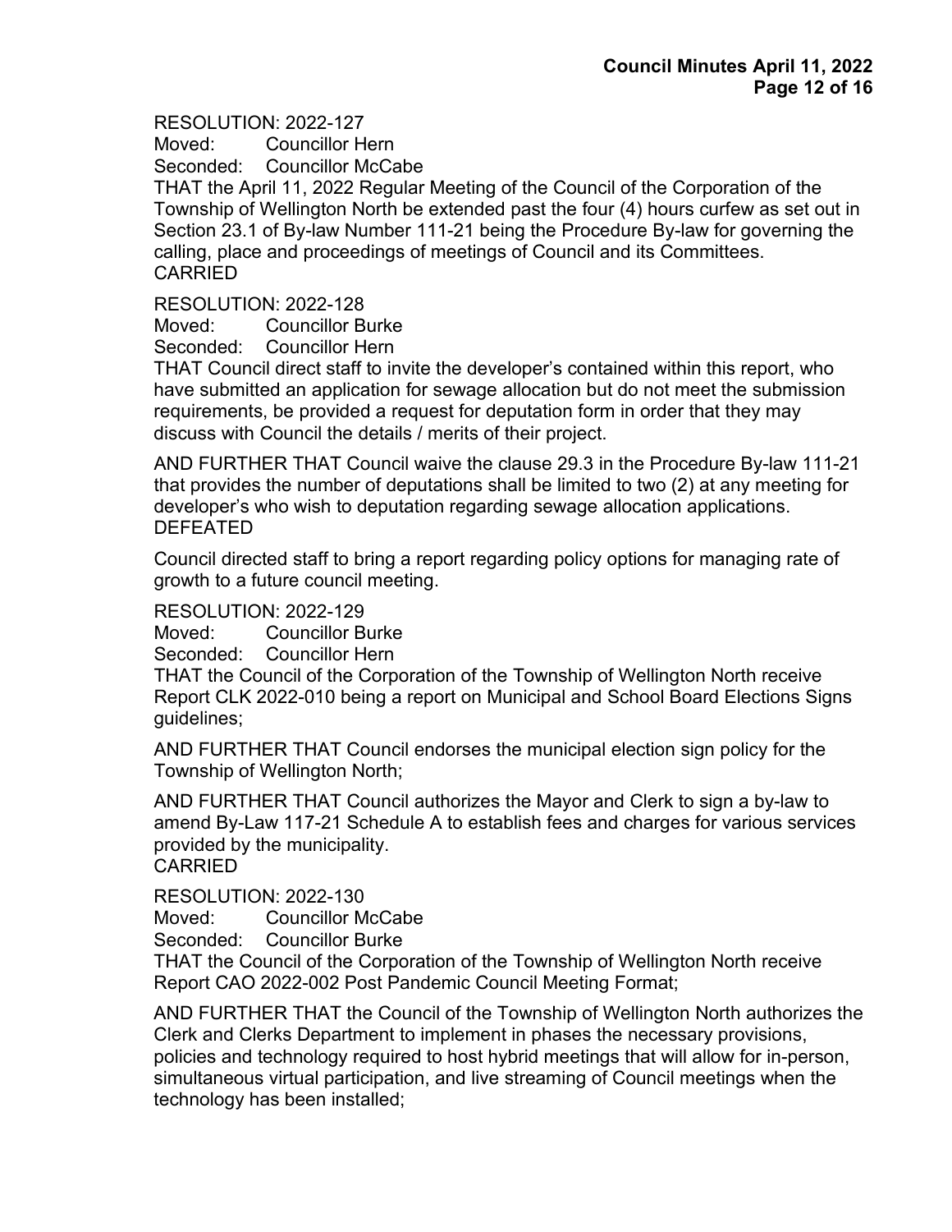RESOLUTION: 2022-127
Moved: Councillor Hern
Seconded: Councillor McCabe
THAT the April 11, 2022 Regular Meeting of the Council of the Corporation of the Township of Wellington North be extended past the four (4) hours curfew as set out in Section 23.1 of By-law Number 111-21 being the Procedure By-law for governing the calling, place and proceedings of meetings of Council and its Committees.
CARRIED

RESOLUTION: 2022-128
Moved: Councillor Burke
Seconded: Councillor Hern
THAT Council direct staff to invite the developer's contained within this report, who have submitted an application for sewage allocation but do not meet the submission requirements, be provided a request for deputation form in order that they may discuss with Council the details / merits of their project.

AND FURTHER THAT Council waive the clause 29.3 in the Procedure By-law 111-21 that provides the number of deputations shall be limited to two (2) at any meeting for developer's who wish to deputation regarding sewage allocation applications.
DEFEATED

Council directed staff to bring a report regarding policy options for managing rate of growth to a future council meeting.

RESOLUTION: 2022-129
Moved: Councillor Burke
Seconded: Councillor Hern
THAT the Council of the Corporation of the Township of Wellington North receive Report CLK 2022-010 being a report on Municipal and School Board Elections Signs guidelines;

AND FURTHER THAT Council endorses the municipal election sign policy for the Township of Wellington North;

AND FURTHER THAT Council authorizes the Mayor and Clerk to sign a by-law to amend By-Law 117-21 Schedule A to establish fees and charges for various services provided by the municipality.
CARRIED

RESOLUTION: 2022-130
Moved: Councillor McCabe
Seconded: Councillor Burke
THAT the Council of the Corporation of the Township of Wellington North receive Report CAO 2022-002 Post Pandemic Council Meeting Format;

AND FURTHER THAT the Council of the Township of Wellington North authorizes the Clerk and Clerks Department to implement in phases the necessary provisions, policies and technology required to host hybrid meetings that will allow for in-person, simultaneous virtual participation, and live streaming of Council meetings when the technology has been installed;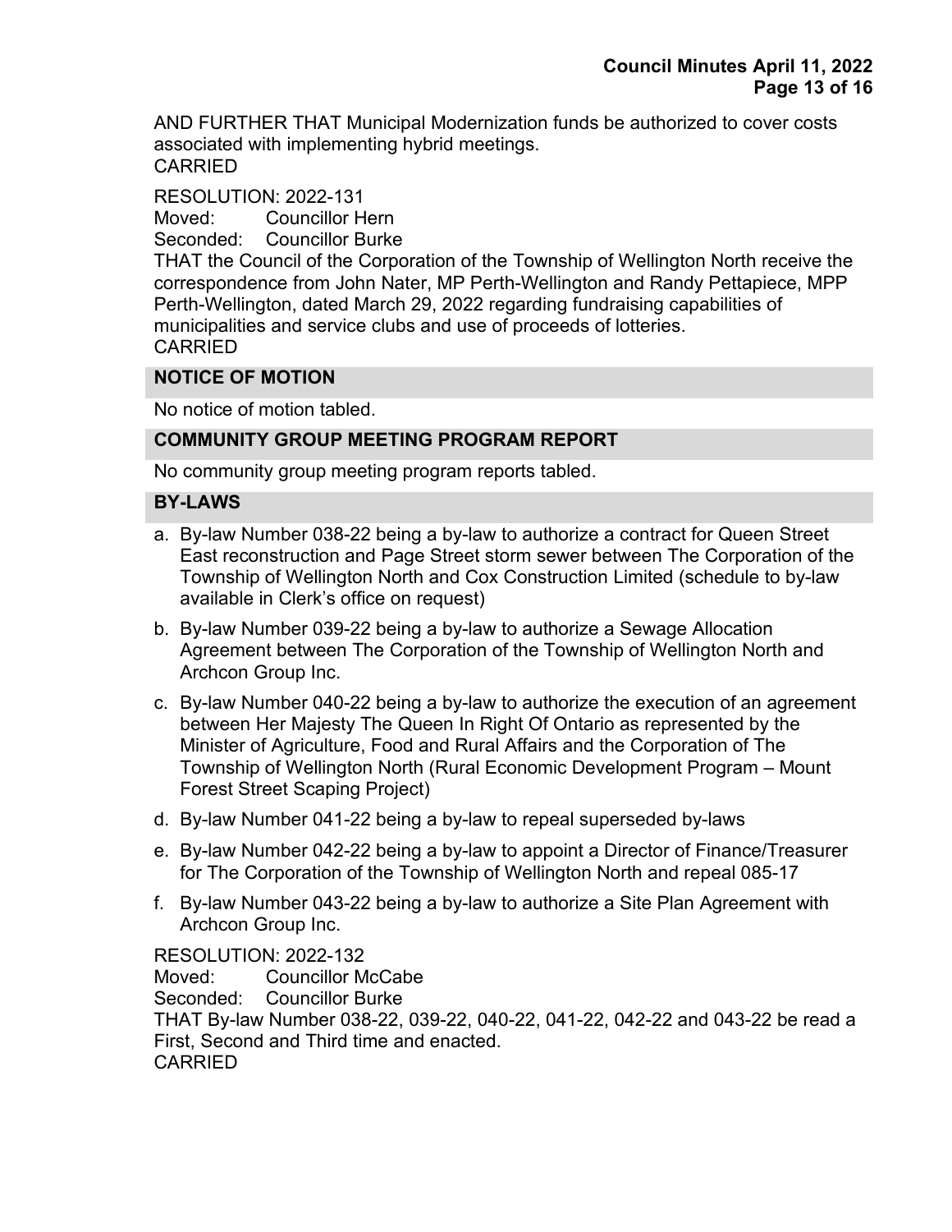AND FURTHER THAT Municipal Modernization funds be authorized to cover costs associated with implementing hybrid meetings.
CARRIED

RESOLUTION: 2022-131
Moved: Councillor Hern
Seconded: Councillor Burke
THAT the Council of the Corporation of the Township of Wellington North receive the correspondence from John Nater, MP Perth-Wellington and Randy Pettapiece, MPP Perth-Wellington, dated March 29, 2022 regarding fundraising capabilities of municipalities and service clubs and use of proceeds of lotteries.
CARRIED

## NOTICE OF MOTION

No notice of motion tabled.

## COMMUNITY GROUP MEETING PROGRAM REPORT

No community group meeting program reports tabled.

## BY-LAWS

a. By-law Number 038-22 being a by-law to authorize a contract for Queen Street East reconstruction and Page Street storm sewer between The Corporation of the Township of Wellington North and Cox Construction Limited (schedule to by-law available in Clerk's office on request)

b. By-law Number 039-22 being a by-law to authorize a Sewage Allocation Agreement between The Corporation of the Township of Wellington North and Archcon Group Inc.

c. By-law Number 040-22 being a by-law to authorize the execution of an agreement between Her Majesty The Queen In Right Of Ontario as represented by the Minister of Agriculture, Food and Rural Affairs and the Corporation of The Township of Wellington North (Rural Economic Development Program – Mount Forest Street Scaping Project)

d. By-law Number 041-22 being a by-law to repeal superseded by-laws

e. By-law Number 042-22 being a by-law to appoint a Director of Finance/Treasurer for The Corporation of the Township of Wellington North and repeal 085-17

f. By-law Number 043-22 being a by-law to authorize a Site Plan Agreement with Archcon Group Inc.

RESOLUTION: 2022-132
Moved: Councillor McCabe
Seconded: Councillor Burke
THAT By-law Number 038-22, 039-22, 040-22, 041-22, 042-22 and 043-22 be read a First, Second and Third time and enacted.
CARRIED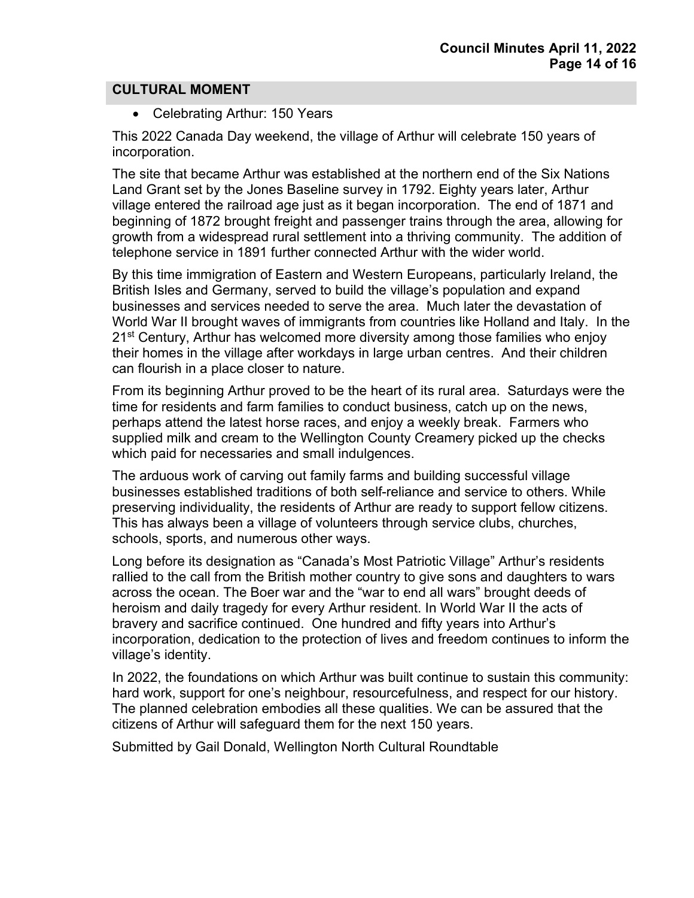## CULTURAL MOMENT

- Celebrating Arthur: 150 Years

This 2022 Canada Day weekend, the village of Arthur will celebrate 150 years of incorporation.

The site that became Arthur was established at the northern end of the Six Nations Land Grant set by the Jones Baseline survey in 1792. Eighty years later, Arthur village entered the railroad age just as it began incorporation. The end of 1871 and beginning of 1872 brought freight and passenger trains through the area, allowing for growth from a widespread rural settlement into a thriving community. The addition of telephone service in 1891 further connected Arthur with the wider world.

By this time immigration of Eastern and Western Europeans, particularly Ireland, the British Isles and Germany, served to build the village's population and expand businesses and services needed to serve the area. Much later the devastation of World War II brought waves of immigrants from countries like Holland and Italy. In the 21st Century, Arthur has welcomed more diversity among those families who enjoy their homes in the village after workdays in large urban centres. And their children can flourish in a place closer to nature.

From its beginning Arthur proved to be the heart of its rural area. Saturdays were the time for residents and farm families to conduct business, catch up on the news, perhaps attend the latest horse races, and enjoy a weekly break. Farmers who supplied milk and cream to the Wellington County Creamery picked up the checks which paid for necessaries and small indulgences.

The arduous work of carving out family farms and building successful village businesses established traditions of both self-reliance and service to others. While preserving individuality, the residents of Arthur are ready to support fellow citizens. This has always been a village of volunteers through service clubs, churches, schools, sports, and numerous other ways.

Long before its designation as "Canada's Most Patriotic Village" Arthur's residents rallied to the call from the British mother country to give sons and daughters to wars across the ocean. The Boer war and the "war to end all wars" brought deeds of heroism and daily tragedy for every Arthur resident. In World War II the acts of bravery and sacrifice continued. One hundred and fifty years into Arthur's incorporation, dedication to the protection of lives and freedom continues to inform the village's identity.

In 2022, the foundations on which Arthur was built continue to sustain this community: hard work, support for one's neighbour, resourcefulness, and respect for our history. The planned celebration embodies all these qualities. We can be assured that the citizens of Arthur will safeguard them for the next 150 years.

Submitted by Gail Donald, Wellington North Cultural Roundtable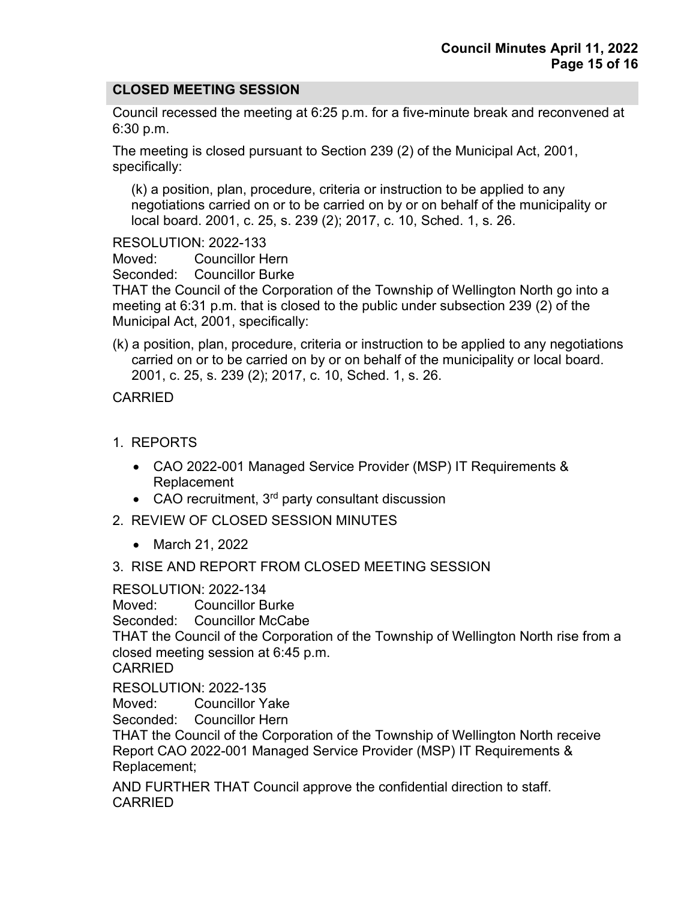## CLOSED MEETING SESSION

Council recessed the meeting at 6:25 p.m. for a five-minute break and reconvened at 6:30 p.m.

The meeting is closed pursuant to Section 239 (2) of the Municipal Act, 2001, specifically:

(k) a position, plan, procedure, criteria or instruction to be applied to any negotiations carried on or to be carried on by or on behalf of the municipality or local board. 2001, c. 25, s. 239 (2); 2017, c. 10, Sched. 1, s. 26.

RESOLUTION: 2022-133
Moved: Councillor Hern
Seconded: Councillor Burke
THAT the Council of the Corporation of the Township of Wellington North go into a meeting at 6:31 p.m. that is closed to the public under subsection 239 (2) of the Municipal Act, 2001, specifically:

(k) a position, plan, procedure, criteria or instruction to be applied to any negotiations carried on or to be carried on by or on behalf of the municipality or local board. 2001, c. 25, s. 239 (2); 2017, c. 10, Sched. 1, s. 26.

CARRIED

1. REPORTS
   - CAO 2022-001 Managed Service Provider (MSP) IT Requirements & Replacement
   - CAO recruitment, 3rd party consultant discussion
2. REVIEW OF CLOSED SESSION MINUTES
   - March 21, 2022
3. RISE AND REPORT FROM CLOSED MEETING SESSION

RESOLUTION: 2022-134
Moved: Councillor Burke
Seconded: Councillor McCabe
THAT the Council of the Corporation of the Township of Wellington North rise from a closed meeting session at 6:45 p.m.
CARRIED

RESOLUTION: 2022-135
Moved: Councillor Yake
Seconded: Councillor Hern
THAT the Council of the Corporation of the Township of Wellington North receive Report CAO 2022-001 Managed Service Provider (MSP) IT Requirements & Replacement;

AND FURTHER THAT Council approve the confidential direction to staff.
CARRIED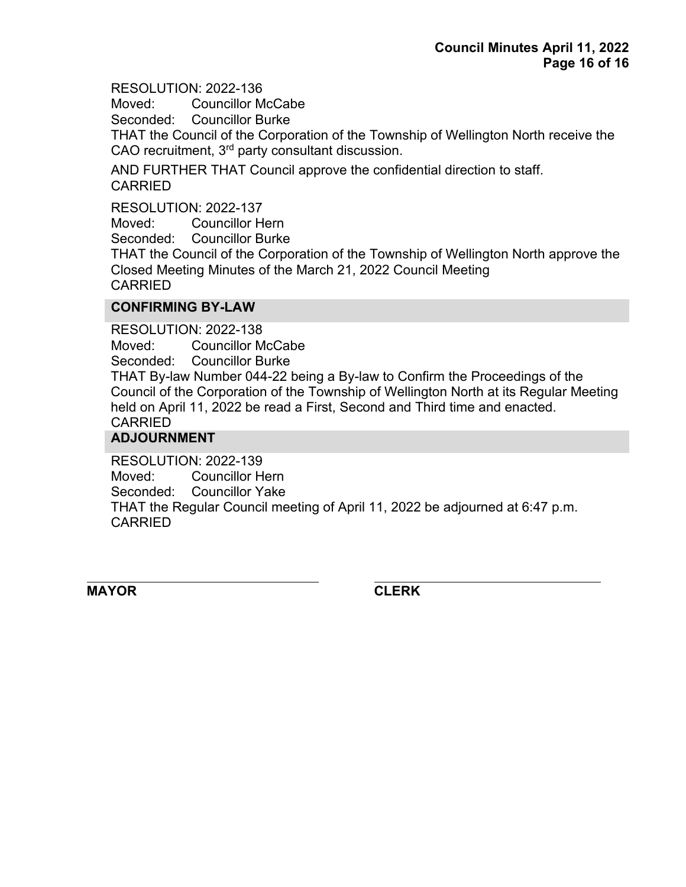RESOLUTION: 2022-136
Moved: Councillor McCabe
Seconded: Councillor Burke
THAT the Council of the Corporation of the Township of Wellington North receive the CAO recruitment, 3rd party consultant discussion.

AND FURTHER THAT Council approve the confidential direction to staff.
CARRIED

RESOLUTION: 2022-137
Moved: Councillor Hern
Seconded: Councillor Burke
THAT the Council of the Corporation of the Township of Wellington North approve the Closed Meeting Minutes of the March 21, 2022 Council Meeting
CARRIED

## CONFIRMING BY-LAW

RESOLUTION: 2022-138
Moved: Councillor McCabe
Seconded: Councillor Burke
THAT By-law Number 044-22 being a By-law to Confirm the Proceedings of the Council of the Corporation of the Township of Wellington North at its Regular Meeting held on April 11, 2022 be read a First, Second and Third time and enacted.
CARRIED

## ADJOURNMENT

RESOLUTION: 2022-139
Moved: Councillor Hern
Seconded: Councillor Yake
THAT the Regular Council meeting of April 11, 2022 be adjourned at 6:47 p.m.
CARRIED

**MAYOR** **CLERK**